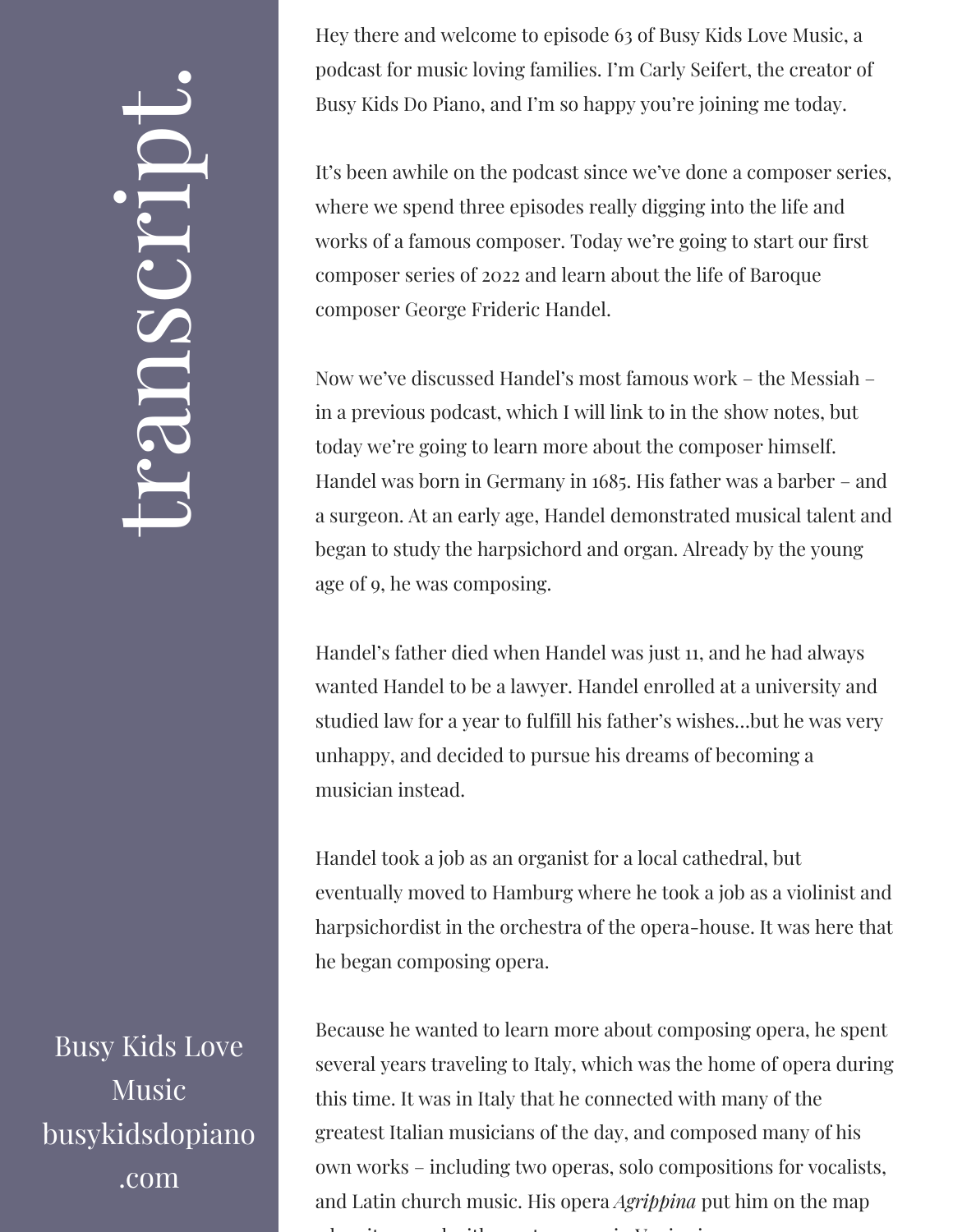# transcript.

Busy Kids Love Music
busykidsdopiano.com

Hey there and welcome to episode 63 of Busy Kids Love Music, a podcast for music loving families. I'm Carly Seifert, the creator of Busy Kids Do Piano, and I'm so happy you're joining me today.

It's been awhile on the podcast since we've done a composer series, where we spend three episodes really digging into the life and works of a famous composer. Today we're going to start our first composer series of 2022 and learn about the life of Baroque composer George Frideric Handel.

Now we've discussed Handel's most famous work – the Messiah – in a previous podcast, which I will link to in the show notes, but today we're going to learn more about the composer himself. Handel was born in Germany in 1685. His father was a barber – and a surgeon. At an early age, Handel demonstrated musical talent and began to study the harpsichord and organ. Already by the young age of 9, he was composing.

Handel's father died when Handel was just 11, and he had always wanted Handel to be a lawyer. Handel enrolled at a university and studied law for a year to fulfill his father's wishes...but he was very unhappy, and decided to pursue his dreams of becoming a musician instead.

Handel took a job as an organist for a local cathedral, but eventually moved to Hamburg where he took a job as a violinist and harpsichordist in the orchestra of the opera-house. It was here that he began composing opera.

Because he wanted to learn more about composing opera, he spent several years traveling to Italy, which was the home of opera during this time. It was in Italy that he connected with many of the greatest Italian musicians of the day, and composed many of his own works – including two operas, solo compositions for vocalists, and Latin church music. His opera *Agrippina* put him on the map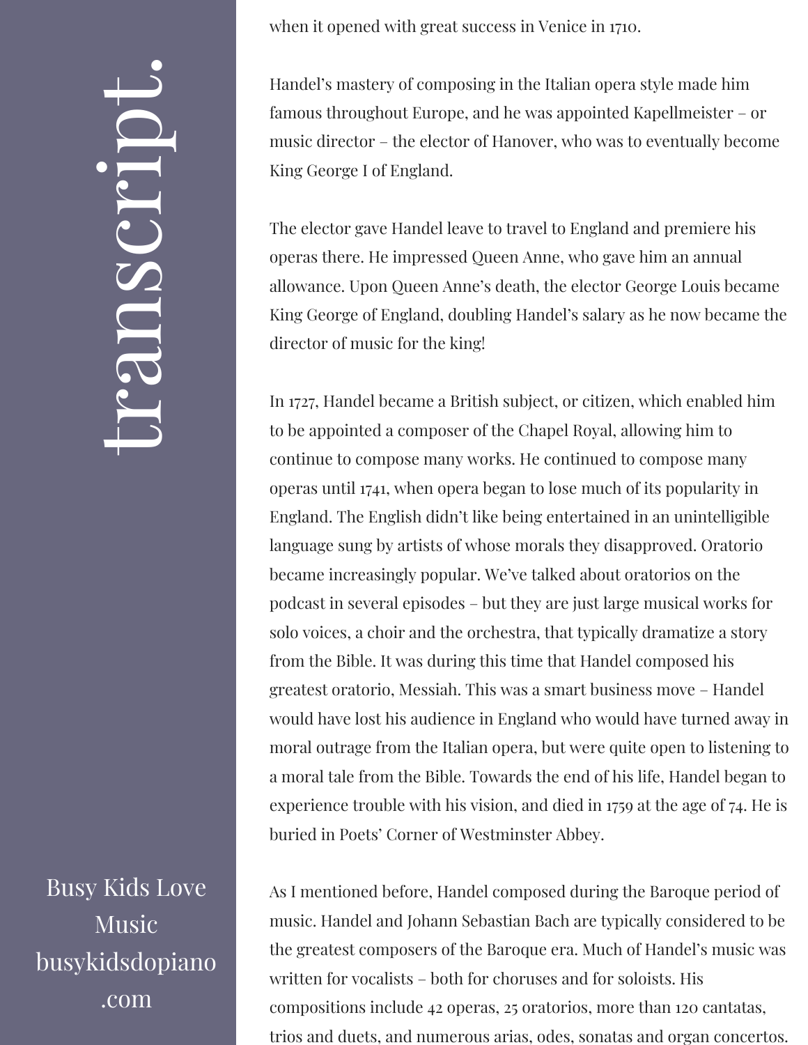when it opened with great success in Venice in 1710.

Handel's mastery of composing in the Italian opera style made him famous throughout Europe, and he was appointed Kapellmeister – or music director – the elector of Hanover, who was to eventually become King George I of England.

The elector gave Handel leave to travel to England and premiere his operas there. He impressed Queen Anne, who gave him an annual allowance. Upon Queen Anne's death, the elector George Louis became King George of England, doubling Handel's salary as he now became the director of music for the king!

In 1727, Handel became a British subject, or citizen, which enabled him to be appointed a composer of the Chapel Royal, allowing him to continue to compose many works. He continued to compose many operas until 1741, when opera began to lose much of its popularity in England. The English didn't like being entertained in an unintelligible language sung by artists of whose morals they disapproved. Oratorio became increasingly popular. We've talked about oratorios on the podcast in several episodes – but they are just large musical works for solo voices, a choir and the orchestra, that typically dramatize a story from the Bible. It was during this time that Handel composed his greatest oratorio, Messiah. This was a smart business move – Handel would have lost his audience in England who would have turned away in moral outrage from the Italian opera, but were quite open to listening to a moral tale from the Bible. Towards the end of his life, Handel began to experience trouble with his vision, and died in 1759 at the age of 74. He is buried in Poets' Corner of Westminster Abbey.

As I mentioned before, Handel composed during the Baroque period of music. Handel and Johann Sebastian Bach are typically considered to be the greatest composers of the Baroque era. Much of Handel's music was written for vocalists – both for choruses and for soloists. His compositions include 42 operas, 25 oratorios, more than 120 cantatas, trios and duets, and numerous arias, odes, sonatas and organ concertos.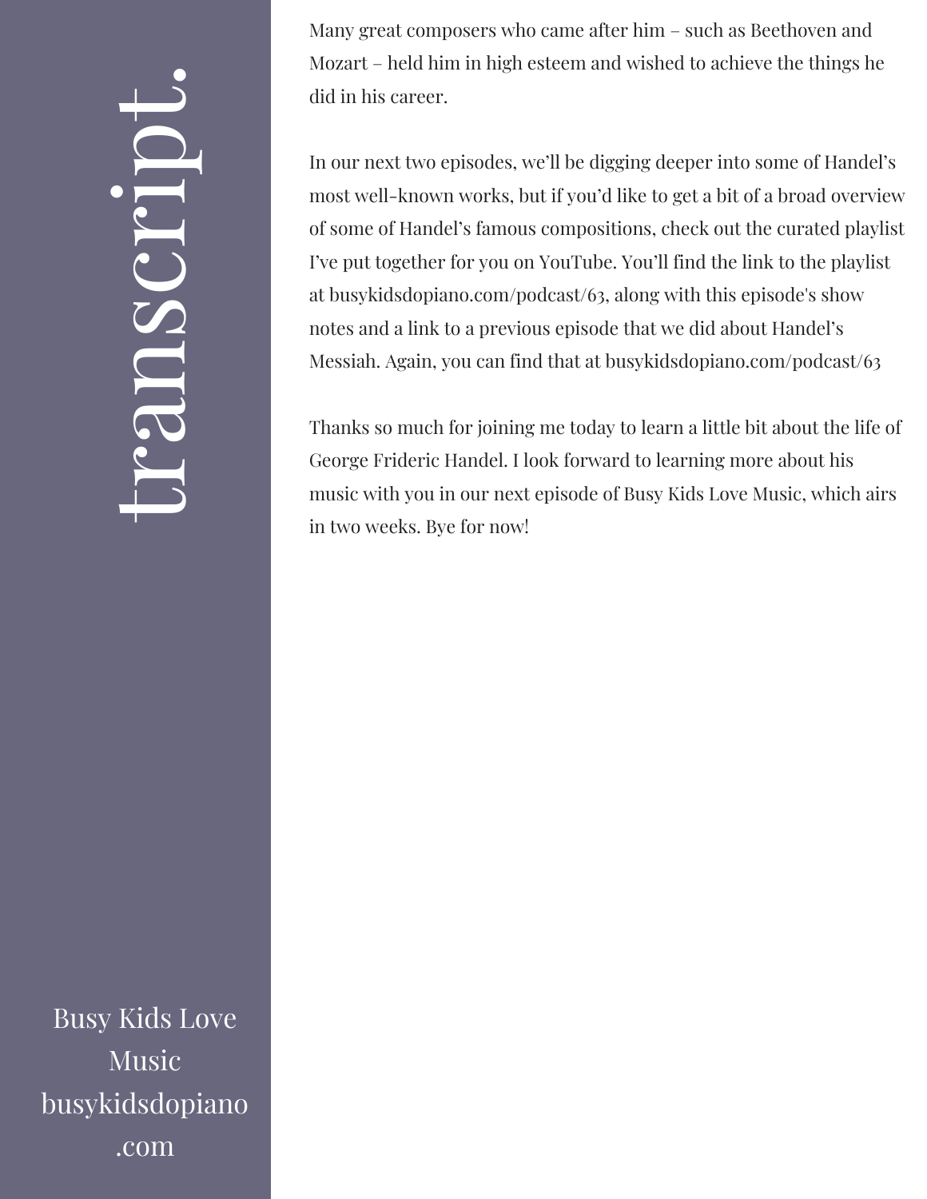Many great composers who came after him – such as Beethoven and Mozart – held him in high esteem and wished to achieve the things he did in his career.

In our next two episodes, we'll be digging deeper into some of Handel's most well-known works, but if you'd like to get a bit of a broad overview of some of Handel's famous compositions, check out the curated playlist I've put together for you on YouTube. You'll find the link to the playlist at busykidsdopiano.com/podcast/63, along with this episode's show notes and a link to a previous episode that we did about Handel's Messiah. Again, you can find that at busykidsdopiano.com/podcast/63

Thanks so much for joining me today to learn a little bit about the life of George Frideric Handel. I look forward to learning more about his music with you in our next episode of Busy Kids Love Music, which airs in two weeks. Bye for now!